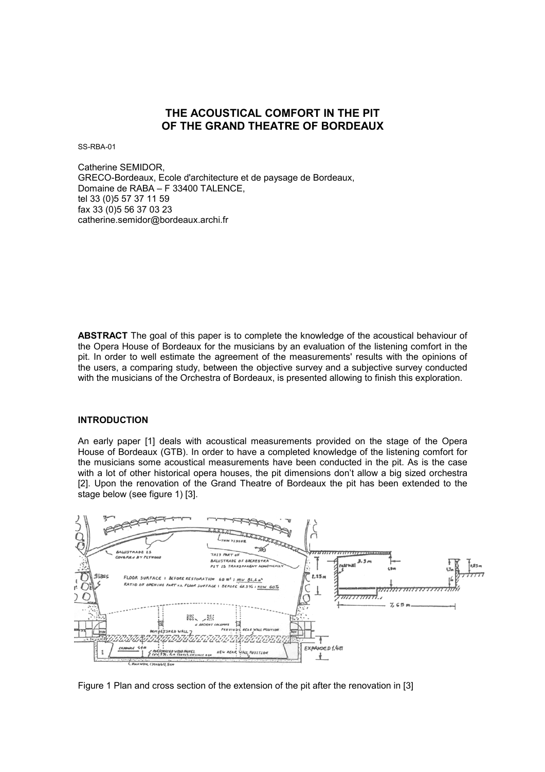# THE ACOUSTICAL COMFORT IN THE PIT OF THE GRAND THEATRE OF BORDEAUX

SS-RBA-01

Catherine SEMIDOR,
GRECO-Bordeaux, Ecole d'architecture et de paysage de Bordeaux,
Domaine de RABA – F 33400 TALENCE,
tel 33 (0)5 57 37 11 59
fax 33 (0)5 56 37 03 23
catherine.semidor@bordeaux.archi.fr

**ABSTRACT** The goal of this paper is to complete the knowledge of the acoustical behaviour of the Opera House of Bordeaux for the musicians by an evaluation of the listening comfort in the pit. In order to well estimate the agreement of the measurements' results with the opinions of the users, a comparing study, between the objective survey and a subjective survey conducted with the musicians of the Orchestra of Bordeaux, is presented allowing to finish this exploration.

## INTRODUCTION

An early paper [1] deals with acoustical measurements provided on the stage of the Opera House of Bordeaux (GTB). In order to have a completed knowledge of the listening comfort for the musicians some acoustical measurements have been conducted in the pit. As is the case with a lot of other historical opera houses, the pit dimensions don't allow a big sized orchestra [2]. Upon the renovation of the Grand Theatre of Bordeaux the pit has been extended to the stage below (see figure 1) [3].

Figure 1 Plan and cross section of the extension of the pit after the renovation in [3]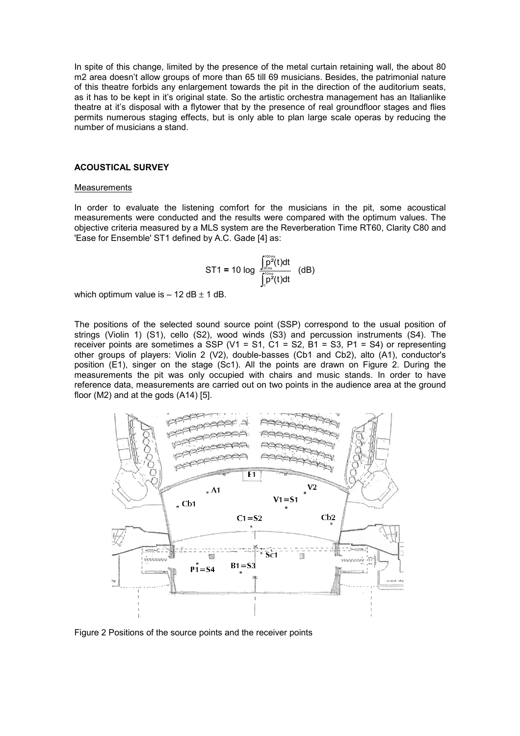In spite of this change, limited by the presence of the metal curtain retaining wall, the about 80 m2 area doesn't allow groups of more than 65 till 69 musicians. Besides, the patrimonial nature of this theatre forbids any enlargement towards the pit in the direction of the auditorium seats, as it has to be kept in it's original state. So the artistic orchestra management has an Italianlike theatre at it's disposal with a flytower that by the presence of real groundfloor stages and flies permits numerous staging effects, but is only able to plan large scale operas by reducing the number of musicians a stand.

## ACOUSTICAL SURVEY

### Measurements

In order to evaluate the listening comfort for the musicians in the pit, some acoustical measurements were conducted and the results were compared with the optimum values. The objective criteria measured by a MLS system are the Reverberation Time RT60, Clarity C80 and 'Ease for Ensemble' ST1 defined by A.C. Gade [4] as:

$$\mathrm{ST1} = 10 \log \frac{\int_{20ms}^{100ms} p^2(t)dt}{\int_{0}^{10ms} p^2(t)dt} \quad \text{(dB)}$$

which optimum value is – 12 dB ± 1 dB.

The positions of the selected sound source point (SSP) correspond to the usual position of strings (Violin 1) (S1), cello (S2), wood winds (S3) and percussion instruments (S4). The receiver points are sometimes a SSP (V1 = S1, C1 = S2, B1 = S3, P1 = S4) or representing other groups of players: Violin 2 (V2), double-basses (Cb1 and Cb2), alto (A1), conductor's position (E1), singer on the stage (Sc1). All the points are drawn on Figure 2. During the measurements the pit was only occupied with chairs and music stands. In order to have reference data, measurements are carried out on two points in the audience area at the ground floor (M2) and at the gods (A14) [5].

Figure 2 Positions of the source points and the receiver points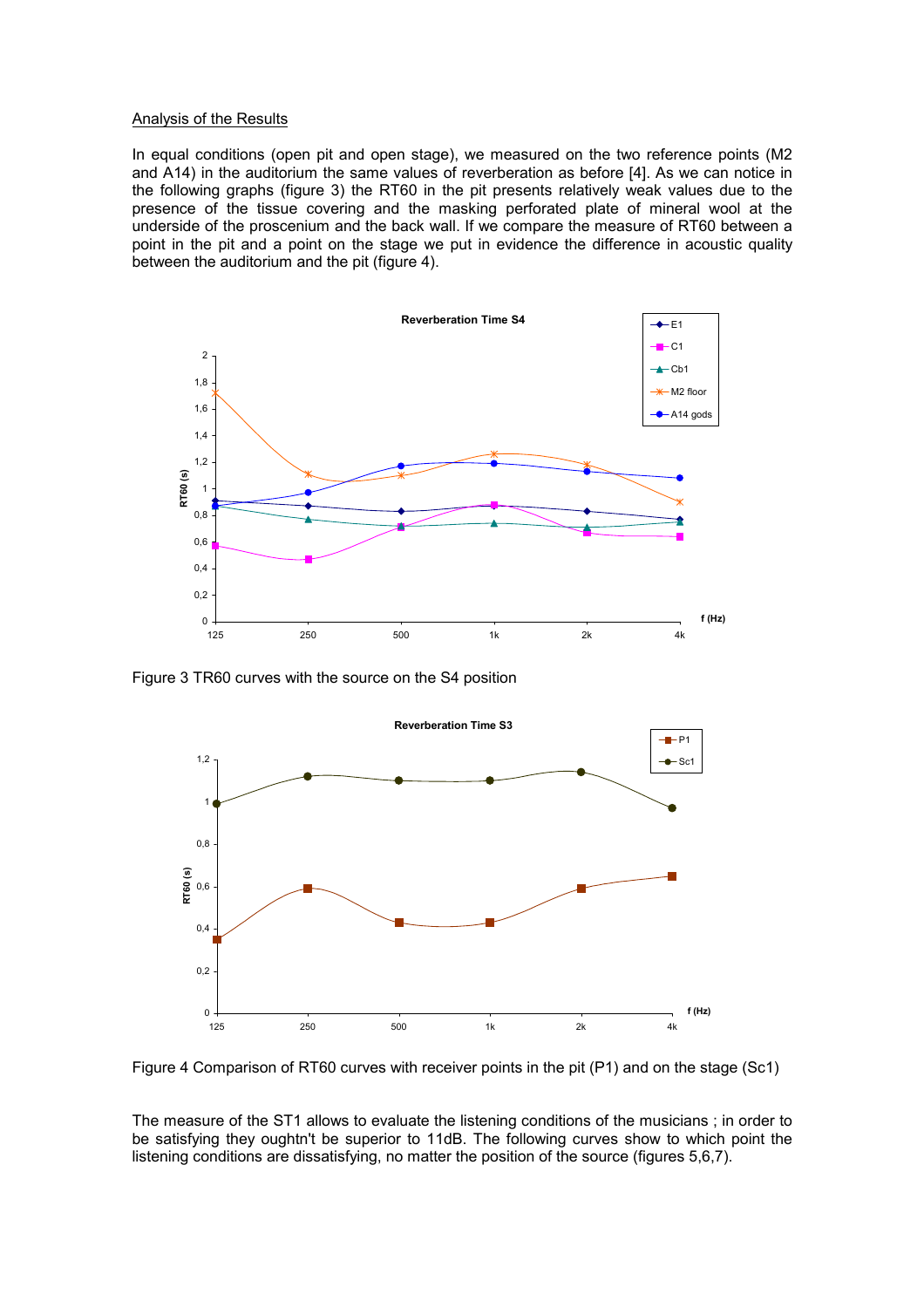Analysis of the Results

In equal conditions (open pit and open stage), we measured on the two reference points (M2 and A14) in the auditorium the same values of reverberation as before [4]. As we can notice in the following graphs (figure 3) the RT60 in the pit presents relatively weak values due to the presence of the tissue covering and the masking perforated plate of mineral wool at the underside of the proscenium and the back wall. If we compare the measure of RT60 between a point in the pit and a point on the stage we put in evidence the difference in acoustic quality between the auditorium and the pit (figure 4).

Figure 3 TR60 curves with the source on the S4 position

Figure 4 Comparison of RT60 curves with receiver points in the pit (P1) and on the stage (Sc1)

The measure of the ST1 allows to evaluate the listening conditions of the musicians ; in order to be satisfying they oughtn't be superior to 11dB. The following curves show to which point the listening conditions are dissatisfying, no matter the position of the source (figures 5,6,7).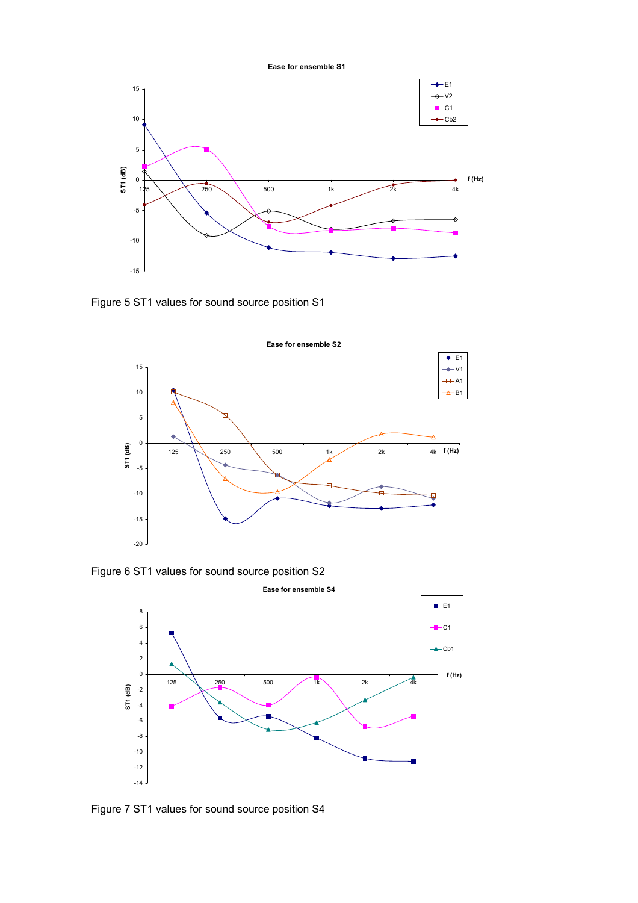Figure 5 ST1 values for sound source position S1

Figure 6 ST1 values for sound source position S2

Figure 7 ST1 values for sound source position S4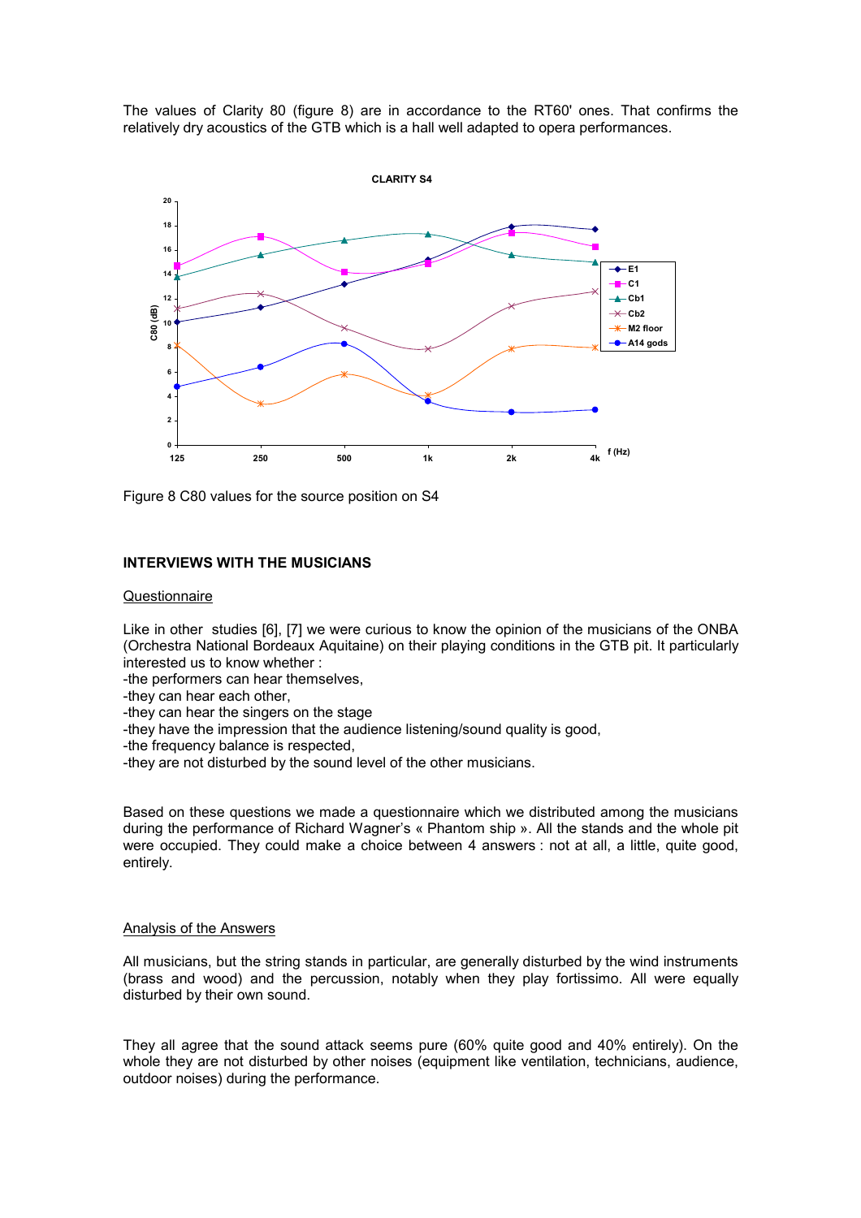The values of Clarity 80 (figure 8) are in accordance to the RT60' ones. That confirms the relatively dry acoustics of the GTB which is a hall well adapted to opera performances.

Figure 8 C80 values for the source position on S4

## INTERVIEWS WITH THE MUSICIANS

### Questionnaire

Like in other studies [6], [7] we were curious to know the opinion of the musicians of the ONBA (Orchestra National Bordeaux Aquitaine) on their playing conditions in the GTB pit. It particularly interested us to know whether :

-the performers can hear themselves,
-they can hear each other,
-they can hear the singers on the stage
-they have the impression that the audience listening/sound quality is good,
-the frequency balance is respected,
-they are not disturbed by the sound level of the other musicians.

Based on these questions we made a questionnaire which we distributed among the musicians during the performance of Richard Wagner's « Phantom ship ». All the stands and the whole pit were occupied. They could make a choice between 4 answers : not at all, a little, quite good, entirely.

### Analysis of the Answers

All musicians, but the string stands in particular, are generally disturbed by the wind instruments (brass and wood) and the percussion, notably when they play fortissimo. All were equally disturbed by their own sound.

They all agree that the sound attack seems pure (60% quite good and 40% entirely). On the whole they are not disturbed by other noises (equipment like ventilation, technicians, audience, outdoor noises) during the performance.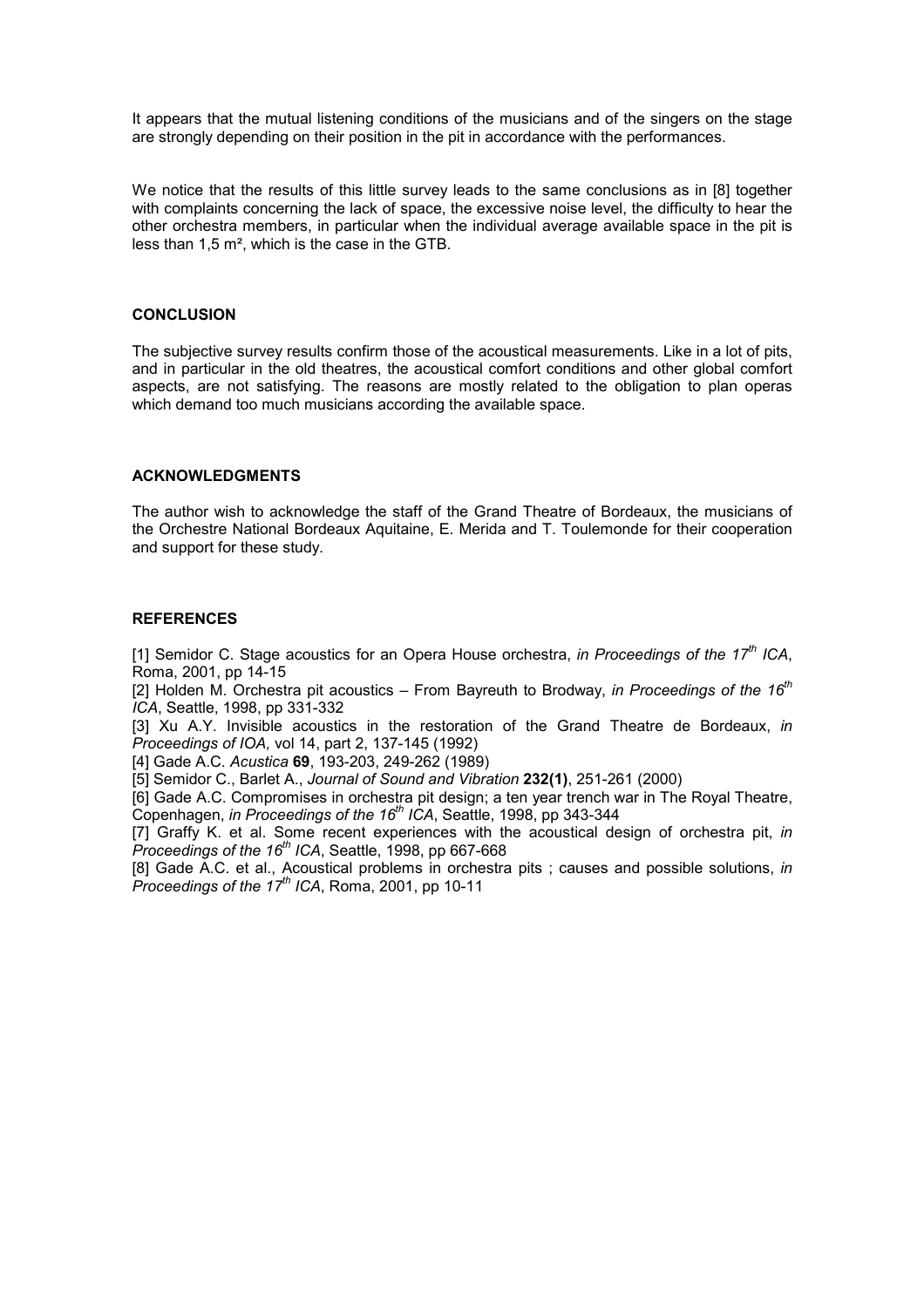It appears that the mutual listening conditions of the musicians and of the singers on the stage are strongly depending on their position in the pit in accordance with the performances.

We notice that the results of this little survey leads to the same conclusions as in [8] together with complaints concerning the lack of space, the excessive noise level, the difficulty to hear the other orchestra members, in particular when the individual average available space in the pit is less than 1,5 m², which is the case in the GTB.

## CONCLUSION

The subjective survey results confirm those of the acoustical measurements. Like in a lot of pits, and in particular in the old theatres, the acoustical comfort conditions and other global comfort aspects, are not satisfying. The reasons are mostly related to the obligation to plan operas which demand too much musicians according the available space.

## ACKNOWLEDGMENTS

The author wish to acknowledge the staff of the Grand Theatre of Bordeaux, the musicians of the Orchestre National Bordeaux Aquitaine, E. Merida and T. Toulemonde for their cooperation and support for these study.

## REFERENCES

[1] Semidor C. Stage acoustics for an Opera House orchestra, *in Proceedings of the 17th ICA*, Roma, 2001, pp 14-15

[2] Holden M. Orchestra pit acoustics – From Bayreuth to Brodway, *in Proceedings of the 16th ICA*, Seattle, 1998, pp 331-332

[3] Xu A.Y. Invisible acoustics in the restoration of the Grand Theatre de Bordeaux, *in Proceedings of IOA,* vol 14, part 2, 137-145 (1992)

[4] Gade A.C. *Acustica* **69**, 193-203, 249-262 (1989)

[5] Semidor C., Barlet A., *Journal of Sound and Vibration* **232(1)**, 251-261 (2000)

[6] Gade A.C. Compromises in orchestra pit design; a ten year trench war in The Royal Theatre, Copenhagen, *in Proceedings of the 16th ICA*, Seattle, 1998, pp 343-344

[7] Graffy K. et al. Some recent experiences with the acoustical design of orchestra pit, *in Proceedings of the 16th ICA*, Seattle, 1998, pp 667-668

[8] Gade A.C. et al., Acoustical problems in orchestra pits ; causes and possible solutions, *in Proceedings of the 17th ICA*, Roma, 2001, pp 10-11